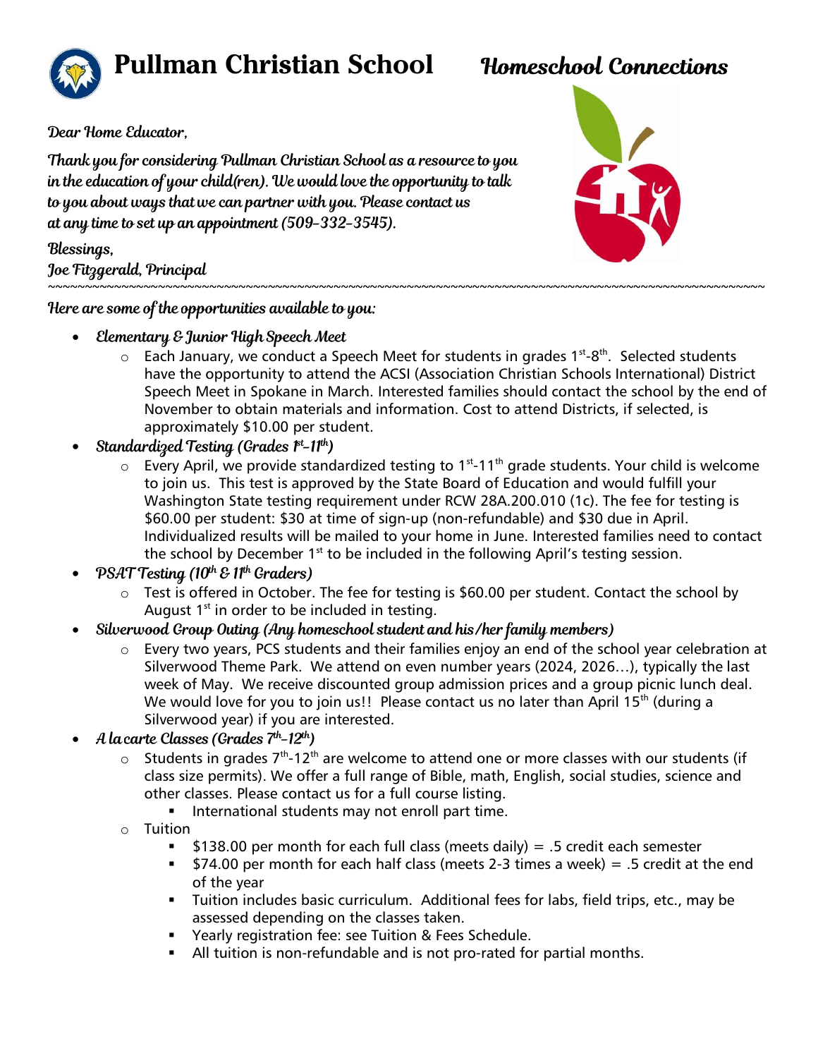# Pullman Christian School

## Homeschool Connections

*Dear Home Educator,*

*Thank you for considering Pullman Christian School as a resource to you in the education of your child(ren). We would love the opportunity to talk to you about ways that we can partner with you. Please contact us at any time to set up an appointment (509-332-3545).*

*Blessings,*
*Joe Fitzgerald, Principal*

~~~~~~~~~~~~~~~~~~~~~~~~~~~~~~~~~~~~~~~~~~~~~~~~~~~~~~~~~~~~~~~~~~~~~~~~~~~~~~~~~~~~~~~~~~~~~~~~~~~~~~~~~~~

*Here are some of the opportunities available to you:*

- ***Elementary & Junior High Speech Meet***
  - Each January, we conduct a Speech Meet for students in grades 1st-8th. Selected students have the opportunity to attend the ACSI (Association Christian Schools International) District Speech Meet in Spokane in March. Interested families should contact the school by the end of November to obtain materials and information. Cost to attend Districts, if selected, is approximately $10.00 per student.
- ***Standardized Testing (Grades 1st-11th)***
  - Every April, we provide standardized testing to 1st-11th grade students. Your child is welcome to join us. This test is approved by the State Board of Education and would fulfill your Washington State testing requirement under RCW 28A.200.010 (1c). The fee for testing is $60.00 per student: $30 at time of sign-up (non-refundable) and $30 due in April. Individualized results will be mailed to your home in June. Interested families need to contact the school by December 1st to be included in the following April's testing session.
- ***PSAT Testing (10th & 11th Graders)***
  - Test is offered in October. The fee for testing is $60.00 per student. Contact the school by August 1st in order to be included in testing.
- ***Silverwood Group Outing (Any homeschool student and his/her family members)***
  - Every two years, PCS students and their families enjoy an end of the school year celebration at Silverwood Theme Park. We attend on even number years (2024, 2026…), typically the last week of May. We receive discounted group admission prices and a group picnic lunch deal. We would love for you to join us!! Please contact us no later than April 15th (during a Silverwood year) if you are interested.
- ***A la carte Classes (Grades 7th-12th)***
  - Students in grades 7th-12th are welcome to attend one or more classes with our students (if class size permits). We offer a full range of Bible, math, English, social studies, science and other classes. Please contact us for a full course listing.
    - International students may not enroll part time.
  - Tuition
    - $138.00 per month for each full class (meets daily) = .5 credit each semester
    - $74.00 per month for each half class (meets 2-3 times a week) = .5 credit at the end of the year
    - Tuition includes basic curriculum. Additional fees for labs, field trips, etc., may be assessed depending on the classes taken.
    - Yearly registration fee: see Tuition & Fees Schedule.
    - All tuition is non-refundable and is not pro-rated for partial months.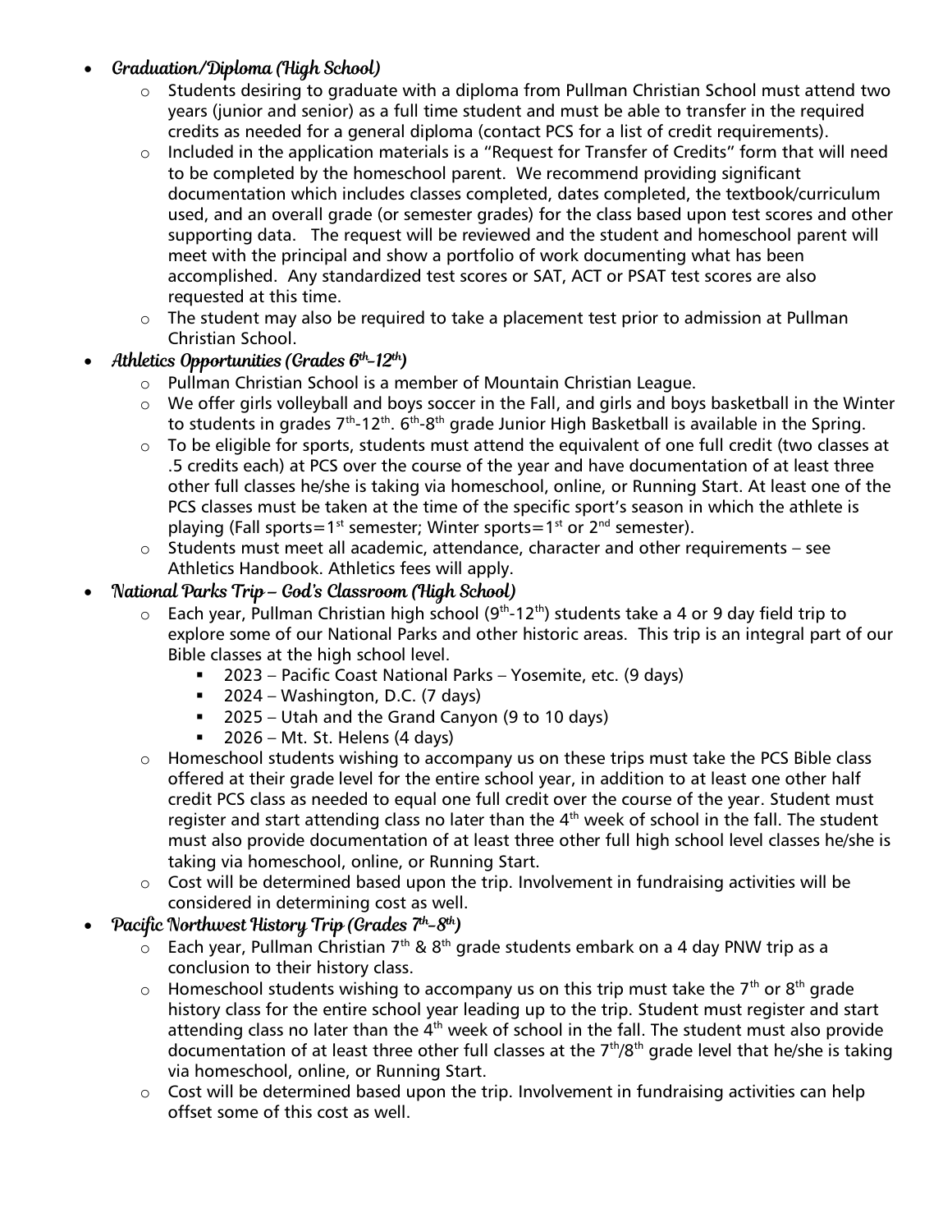- ***Graduation/Diploma (High School)***
  - Students desiring to graduate with a diploma from Pullman Christian School must attend two years (junior and senior) as a full time student and must be able to transfer in the required credits as needed for a general diploma (contact PCS for a list of credit requirements).
  - Included in the application materials is a "Request for Transfer of Credits" form that will need to be completed by the homeschool parent. We recommend providing significant documentation which includes classes completed, dates completed, the textbook/curriculum used, and an overall grade (or semester grades) for the class based upon test scores and other supporting data. The request will be reviewed and the student and homeschool parent will meet with the principal and show a portfolio of work documenting what has been accomplished. Any standardized test scores or SAT, ACT or PSAT test scores are also requested at this time.
  - The student may also be required to take a placement test prior to admission at Pullman Christian School.
- ***Athletics Opportunities (Grades 6th-12th)***
  - Pullman Christian School is a member of Mountain Christian League.
  - We offer girls volleyball and boys soccer in the Fall, and girls and boys basketball in the Winter to students in grades 7th-12th. 6th-8th grade Junior High Basketball is available in the Spring.
  - To be eligible for sports, students must attend the equivalent of one full credit (two classes at .5 credits each) at PCS over the course of the year and have documentation of at least three other full classes he/she is taking via homeschool, online, or Running Start. At least one of the PCS classes must be taken at the time of the specific sport's season in which the athlete is playing (Fall sports=1st semester; Winter sports=1st or 2nd semester).
  - Students must meet all academic, attendance, character and other requirements – see Athletics Handbook. Athletics fees will apply.
- ***National Parks Trip – God's Classroom (High School)***
  - Each year, Pullman Christian high school (9th-12th) students take a 4 or 9 day field trip to explore some of our National Parks and other historic areas. This trip is an integral part of our Bible classes at the high school level.
    - 2023 – Pacific Coast National Parks – Yosemite, etc. (9 days)
    - 2024 – Washington, D.C. (7 days)
    - 2025 – Utah and the Grand Canyon (9 to 10 days)
    - 2026 – Mt. St. Helens (4 days)
  - Homeschool students wishing to accompany us on these trips must take the PCS Bible class offered at their grade level for the entire school year, in addition to at least one other half credit PCS class as needed to equal one full credit over the course of the year. Student must register and start attending class no later than the 4th week of school in the fall. The student must also provide documentation of at least three other full high school level classes he/she is taking via homeschool, online, or Running Start.
  - Cost will be determined based upon the trip. Involvement in fundraising activities will be considered in determining cost as well.
- ***Pacific Northwest History Trip (Grades 7th-8th)***
  - Each year, Pullman Christian 7th & 8th grade students embark on a 4 day PNW trip as a conclusion to their history class.
  - Homeschool students wishing to accompany us on this trip must take the 7th or 8th grade history class for the entire school year leading up to the trip. Student must register and start attending class no later than the 4th week of school in the fall. The student must also provide documentation of at least three other full classes at the 7th/8th grade level that he/she is taking via homeschool, online, or Running Start.
  - Cost will be determined based upon the trip. Involvement in fundraising activities can help offset some of this cost as well.